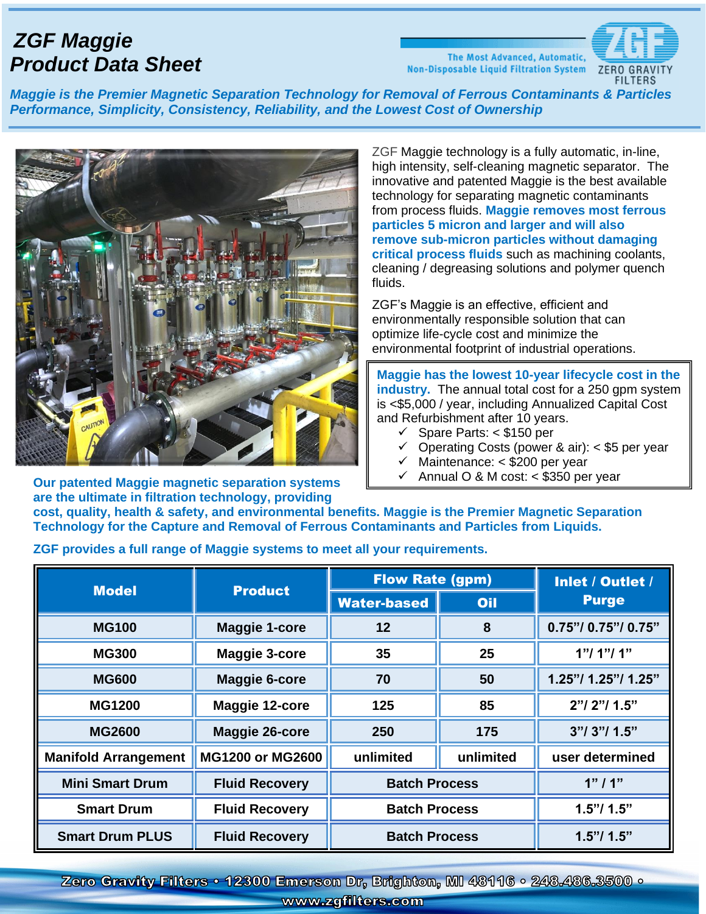# ZGF Maggie Product Data Sheet

The Most Advanced, Automatic, Non-Disposable Liquid Filtration System

ZERO GRAVITY FILTERS

***Maggie is the Premier Magnetic Separation Technology for Removal of Ferrous Contaminants & Particles***
***Performance, Simplicity, Consistency, Reliability, and the Lowest Cost of Ownership***

ZGF Maggie technology is a fully automatic, in-line, high intensity, self-cleaning magnetic separator. The innovative and patented Maggie is the best available technology for separating magnetic contaminants from process fluids. **Maggie removes most ferrous particles 5 micron and larger and will also remove sub-micron particles without damaging critical process fluids** such as machining coolants, cleaning / degreasing solutions and polymer quench fluids.

ZGF's Maggie is an effective, efficient and environmentally responsible solution that can optimize life-cycle cost and minimize the environmental footprint of industrial operations.

**Maggie has the lowest 10-year lifecycle cost in the industry.** The annual total cost for a 250 gpm system is <$5,000 / year, including Annualized Capital Cost and Refurbishment after 10 years.

- ✓ Spare Parts: < $150 per
- ✓ Operating Costs (power & air): < $5 per year
- ✓ Maintenance: < $200 per year
- ✓ Annual O & M cost: < $350 per year

**Our patented Maggie magnetic separation systems are the ultimate in filtration technology, providing cost, quality, health & safety, and environmental benefits. Maggie is the Premier Magnetic Separation Technology for the Capture and Removal of Ferrous Contaminants and Particles from Liquids.**

**ZGF provides a full range of Maggie systems to meet all your requirements.**

| Model | Product | Flow Rate (gpm) | | Inlet / Outlet / Purge |
|---|---|---|---|---|
| | | Water-based | Oil | |
| MG100 | Maggie 1-core | 12 | 8 | 0.75"/ 0.75"/ 0.75" |
| MG300 | Maggie 3-core | 35 | 25 | 1"/ 1"/ 1" |
| MG600 | Maggie 6-core | 70 | 50 | 1.25"/ 1.25"/ 1.25" |
| MG1200 | Maggie 12-core | 125 | 85 | 2"/ 2"/ 1.5" |
| MG2600 | Maggie 26-core | 250 | 175 | 3"/ 3"/ 1.5" |
| Manifold Arrangement | MG1200 or MG2600 | unlimited | unlimited | user determined |
| Mini Smart Drum | Fluid Recovery | Batch Process | | 1" / 1" |
| Smart Drum | Fluid Recovery | Batch Process | | 1.5"/ 1.5" |
| Smart Drum PLUS | Fluid Recovery | Batch Process | | 1.5"/ 1.5" |

Zero Gravity Filters • 12300 Emerson Dr, Brighton, MI 48116 • 248.486.3500 •
www.zgfilters.com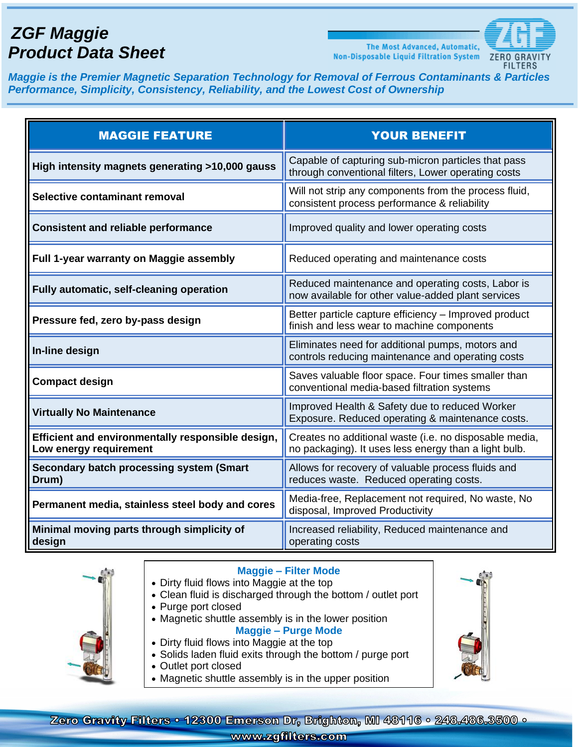# ZGF Maggie Product Data Sheet

The Most Advanced, Automatic, Non-Disposable Liquid Filtration System

ZERO GRAVITY FILTERS

***Maggie is the Premier Magnetic Separation Technology for Removal of Ferrous Contaminants & Particles Performance, Simplicity, Consistency, Reliability, and the Lowest Cost of Ownership***

| MAGGIE FEATURE | YOUR BENEFIT |
| --- | --- |
| **High intensity magnets generating >10,000 gauss** | Capable of capturing sub-micron particles that pass through conventional filters, Lower operating costs |
| **Selective contaminant removal** | Will not strip any components from the process fluid, consistent process performance & reliability |
| **Consistent and reliable performance** | Improved quality and lower operating costs |
| **Full 1-year warranty on Maggie assembly** | Reduced operating and maintenance costs |
| **Fully automatic, self-cleaning operation** | Reduced maintenance and operating costs, Labor is now available for other value-added plant services |
| **Pressure fed, zero by-pass design** | Better particle capture efficiency – Improved product finish and less wear to machine components |
| **In-line design** | Eliminates need for additional pumps, motors and controls reducing maintenance and operating costs |
| **Compact design** | Saves valuable floor space. Four times smaller than conventional media-based filtration systems |
| **Virtually No Maintenance** | Improved Health & Safety due to reduced Worker Exposure. Reduced operating & maintenance costs. |
| **Efficient and environmentally responsible design, Low energy requirement** | Creates no additional waste (i.e. no disposable media, no packaging). It uses less energy than a light bulb. |
| **Secondary batch processing system (Smart Drum)** | Allows for recovery of valuable process fluids and reduces waste. Reduced operating costs. |
| **Permanent media, stainless steel body and cores** | Media-free, Replacement not required, No waste, No disposal, Improved Productivity |
| **Minimal moving parts through simplicity of design** | Increased reliability, Reduced maintenance and operating costs |

### Maggie – Filter Mode

- Dirty fluid flows into Maggie at the top
- Clean fluid is discharged through the bottom / outlet port
- Purge port closed
- Magnetic shuttle assembly is in the lower position

### Maggie – Purge Mode

- Dirty fluid flows into Maggie at the top
- Solids laden fluid exits through the bottom / purge port
- Outlet port closed
- Magnetic shuttle assembly is in the upper position

Zero Gravity Filters • 12300 Emerson Dr, Brighton, MI 48116 • 248.486.3500 •
www.zgfilters.com